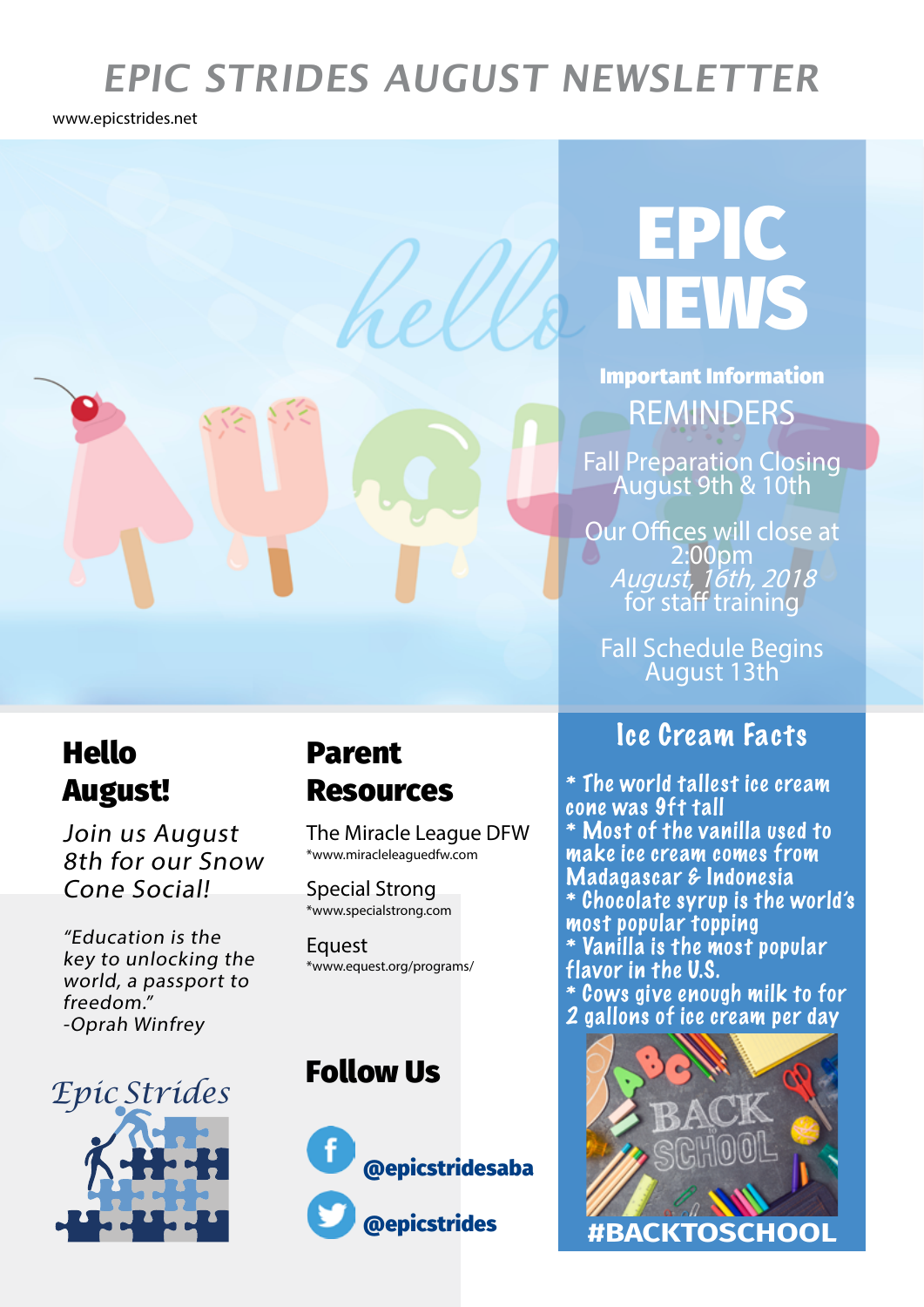# EPIC STRIDES AUGUST NEWSLETTER

www.epicstrides.net

hello

# EPIC NEWS

**Important Information**

## REMINDERS

Fall Preparation Closing
August 9th & 10th

Our Offices will close at 2:00pm
*August, 16th, 2018*
for staff training

Fall Schedule Begins
August 13th

## Hello August!

*Join us August 8th for our Snow Cone Social!*

*"Education is the key to unlocking the world, a passport to freedom."*
*-Oprah Winfrey*

Epic Strides

## Parent Resources

The Miracle League DFW
*www.miracleleaguedfw.com

Special Strong
*www.specialstrong.com

Equest
*www.equest.org/programs/

## Follow Us

@epicstridesaba

@epicstrides

## Ice Cream Facts

* The world tallest ice cream cone was 9ft tall
* Most of the vanilla used to make ice cream comes from Madagascar & Indonesia
* Chocolate syrup is the world's most popular topping
* Vanilla is the most popular flavor in the U.S.
* Cows give enough milk to for 2 gallons of ice cream per day

BACK TO SCHOOL

#BACKTOSCHOOL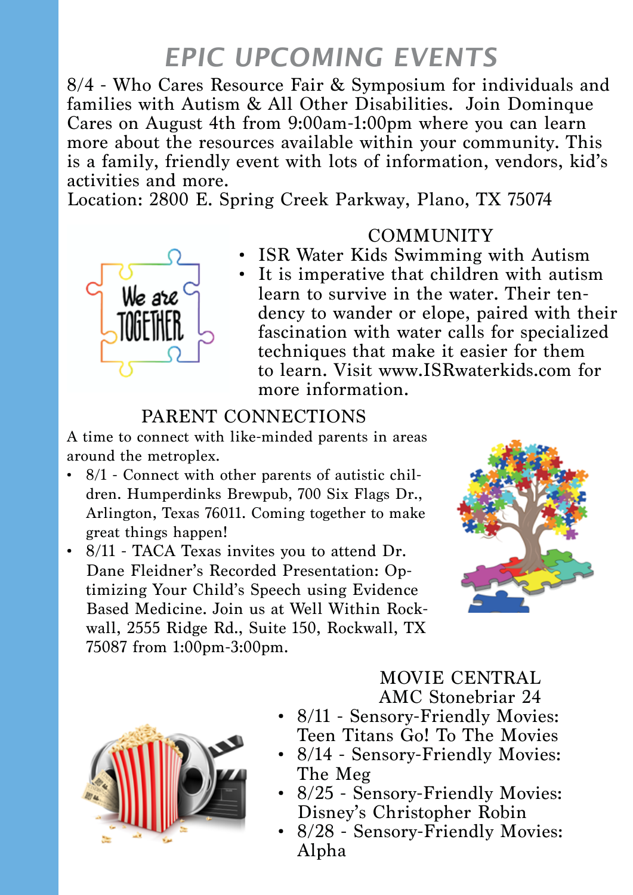# EPIC UPCOMING EVENTS

8/4 - Who Cares Resource Fair & Symposium for individuals and families with Autism & All Other Disabilities. Join Dominque Cares on August 4th from 9:00am-1:00pm where you can learn more about the resources available within your community. This is a family, friendly event with lots of information, vendors, kid's activities and more.
Location: 2800 E. Spring Creek Parkway, Plano, TX 75074

## COMMUNITY

- ISR Water Kids Swimming with Autism
- It is imperative that children with autism learn to survive in the water. Their tendency to wander or elope, paired with their fascination with water calls for specialized techniques that make it easier for them to learn. Visit www.ISRwaterkids.com for more information.

## PARENT CONNECTIONS

A time to connect with like-minded parents in areas around the metroplex.

- 8/1 - Connect with other parents of autistic children. Humperdinks Brewpub, 700 Six Flags Dr., Arlington, Texas 76011. Coming together to make great things happen!
- 8/11 - TACA Texas invites you to attend Dr. Dane Fleidner's Recorded Presentation: Optimizing Your Child's Speech using Evidence Based Medicine. Join us at Well Within Rockwall, 2555 Ridge Rd., Suite 150, Rockwall, TX 75087 from 1:00pm-3:00pm.

## MOVIE CENTRAL

AMC Stonebriar 24

- 8/11 - Sensory-Friendly Movies: Teen Titans Go! To The Movies
- 8/14 - Sensory-Friendly Movies: The Meg
- 8/25 - Sensory-Friendly Movies: Disney's Christopher Robin
- 8/28 - Sensory-Friendly Movies: Alpha